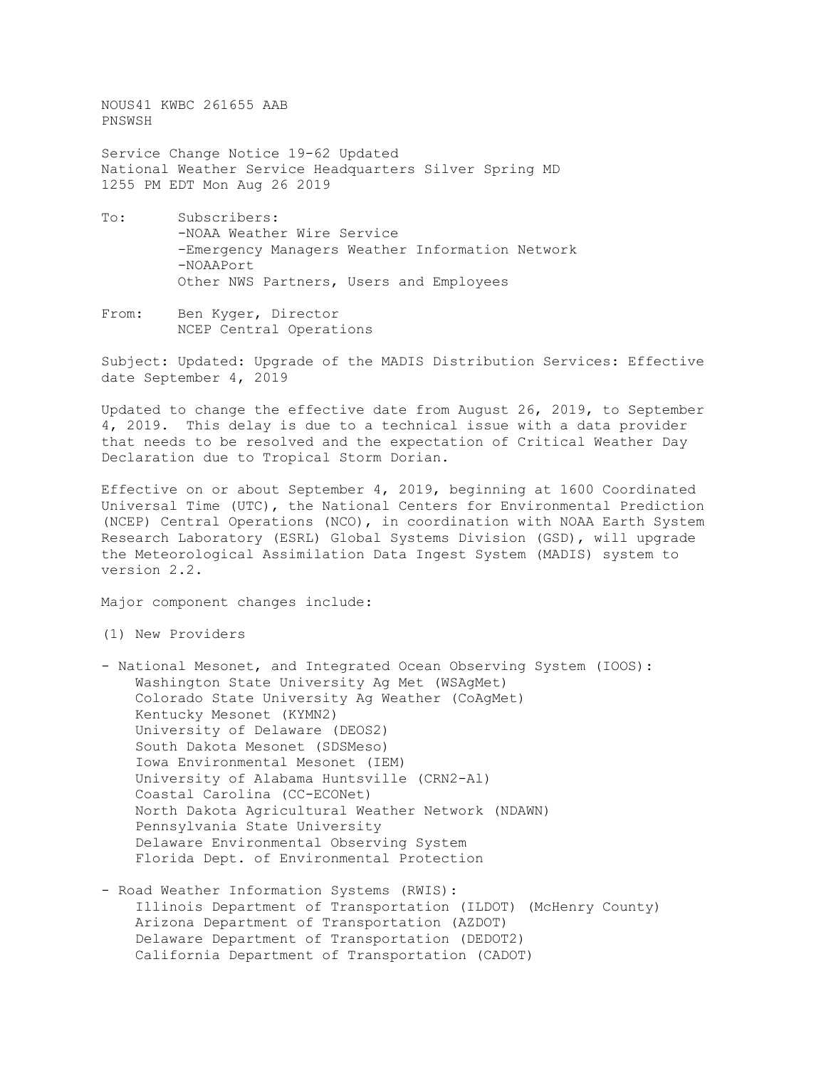NOUS41 KWBC 261655 AAB
PNSWSH

Service Change Notice 19-62 Updated
National Weather Service Headquarters Silver Spring MD
1255 PM EDT Mon Aug 26 2019

To: Subscribers:
-NOAA Weather Wire Service
-Emergency Managers Weather Information Network
-NOAAPort
Other NWS Partners, Users and Employees

From: Ben Kyger, Director
NCEP Central Operations

Subject: Updated: Upgrade of the MADIS Distribution Services: Effective date September 4, 2019

Updated to change the effective date from August 26, 2019, to September 4, 2019. This delay is due to a technical issue with a data provider that needs to be resolved and the expectation of Critical Weather Day Declaration due to Tropical Storm Dorian.

Effective on or about September 4, 2019, beginning at 1600 Coordinated Universal Time (UTC), the National Centers for Environmental Prediction (NCEP) Central Operations (NCO), in coordination with NOAA Earth System Research Laboratory (ESRL) Global Systems Division (GSD), will upgrade the Meteorological Assimilation Data Ingest System (MADIS) system to version 2.2.

Major component changes include:

(1) New Providers

- National Mesonet, and Integrated Ocean Observing System (IOOS):
  - Washington State University Ag Met (WSAgMet)
  - Colorado State University Ag Weather (CoAgMet)
  - Kentucky Mesonet (KYMN2)
  - University of Delaware (DEOS2)
  - South Dakota Mesonet (SDSMeso)
  - Iowa Environmental Mesonet (IEM)
  - University of Alabama Huntsville (CRN2-Al)
  - Coastal Carolina (CC-ECONet)
  - North Dakota Agricultural Weather Network (NDAWN)
  - Pennsylvania State University
  - Delaware Environmental Observing System
  - Florida Dept. of Environmental Protection

- Road Weather Information Systems (RWIS):
  - Illinois Department of Transportation (ILDOT) (McHenry County)
  - Arizona Department of Transportation (AZDOT)
  - Delaware Department of Transportation (DEDOT2)
  - California Department of Transportation (CADOT)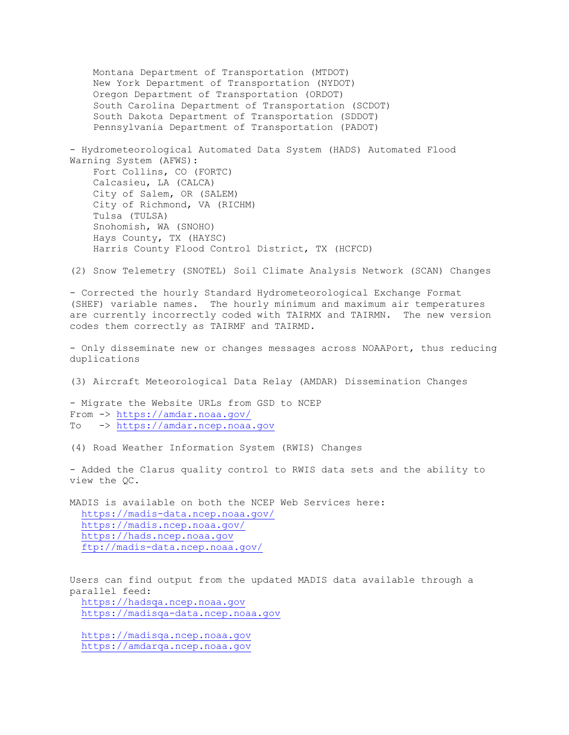Montana Department of Transportation (MTDOT)
New York Department of Transportation (NYDOT)
Oregon Department of Transportation (ORDOT)
South Carolina Department of Transportation (SCDOT)
South Dakota Department of Transportation (SDDOT)
Pennsylvania Department of Transportation (PADOT)

- Hydrometeorological Automated Data System (HADS) Automated Flood Warning System (AFWS):
    - Fort Collins, CO (FORTC)
    - Calcasieu, LA (CALCA)
    - City of Salem, OR (SALEM)
    - City of Richmond, VA (RICHM)
    - Tulsa (TULSA)
    - Snohomish, WA (SNOHO)
    - Hays County, TX (HAYSC)
    - Harris County Flood Control District, TX (HCFCD)

(2) Snow Telemetry (SNOTEL) Soil Climate Analysis Network (SCAN) Changes

- Corrected the hourly Standard Hydrometeorological Exchange Format (SHEF) variable names. The hourly minimum and maximum air temperatures are currently incorrectly coded with TAIRMX and TAIRMN. The new version codes them correctly as TAIRMF and TAIRMD.

- Only disseminate new or changes messages across NOAAPort, thus reducing duplications

(3) Aircraft Meteorological Data Relay (AMDAR) Dissemination Changes

- Migrate the Website URLs from GSD to NCEP
From -> https://amdar.noaa.gov/
To -> https://amdar.ncep.noaa.gov

(4) Road Weather Information System (RWIS) Changes

- Added the Clarus quality control to RWIS data sets and the ability to view the QC.

MADIS is available on both the NCEP Web Services here:
https://madis-data.ncep.noaa.gov/
https://madis.ncep.noaa.gov/
https://hads.ncep.noaa.gov
ftp://madis-data.ncep.noaa.gov/

Users can find output from the updated MADIS data available through a parallel feed:
https://hadsqa.ncep.noaa.gov
https://madisqa-data.ncep.noaa.gov

https://madisqa.ncep.noaa.gov
https://amdarqa.ncep.noaa.gov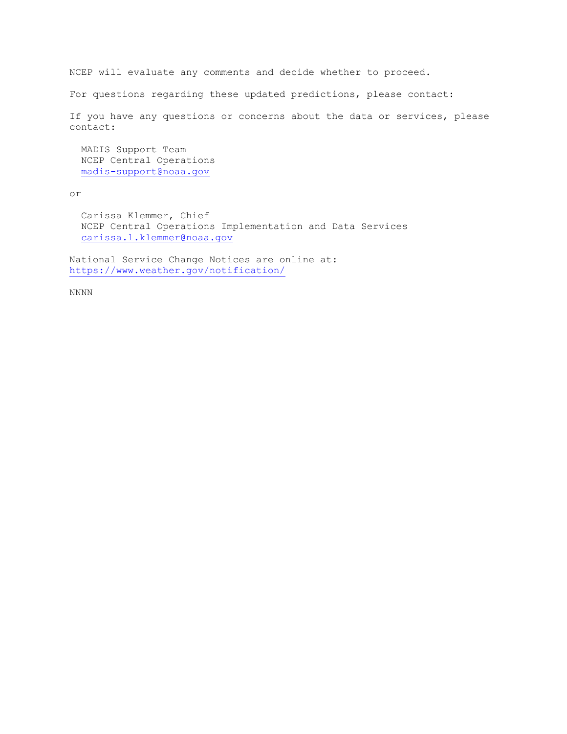NCEP will evaluate any comments and decide whether to proceed.

For questions regarding these updated predictions, please contact:

If you have any questions or concerns about the data or services, please contact:

MADIS Support Team
NCEP Central Operations
madis-support@noaa.gov

or

Carissa Klemmer, Chief
NCEP Central Operations Implementation and Data Services
carissa.l.klemmer@noaa.gov

National Service Change Notices are online at:
https://www.weather.gov/notification/

NNNN